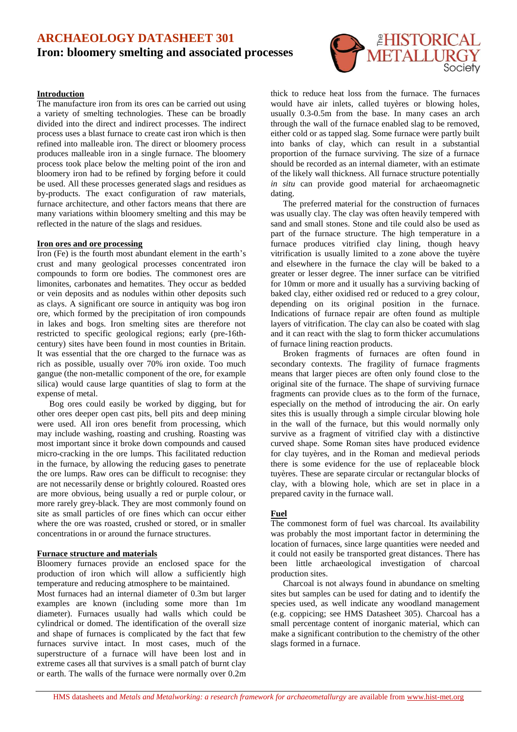# ARCHAEOLOGY DATASHEET 301

## Iron: bloomery smelting and associated processes

### Introduction

The manufacture iron from its ores can be carried out using a variety of smelting technologies. These can be broadly divided into the direct and indirect processes. The indirect process uses a blast furnace to create cast iron which is then refined into malleable iron. The direct or bloomery process produces malleable iron in a single furnace. The bloomery process took place below the melting point of the iron and bloomery iron had to be refined by forging before it could be used. All these processes generated slags and residues as by-products. The exact configuration of raw materials, furnace architecture, and other factors means that there are many variations within bloomery smelting and this may be reflected in the nature of the slags and residues.

### Iron ores and ore processing

Iron (Fe) is the fourth most abundant element in the earth's crust and many geological processes concentrated iron compounds to form ore bodies. The commonest ores are limonites, carbonates and hematites. They occur as bedded or vein deposits and as nodules within other deposits such as clays. A significant ore source in antiquity was bog iron ore, which formed by the precipitation of iron compounds in lakes and bogs. Iron smelting sites are therefore not restricted to specific geological regions; early (pre-16th-century) sites have been found in most counties in Britain. It was essential that the ore charged to the furnace was as rich as possible, usually over 70% iron oxide. Too much gangue (the non-metallic component of the ore, for example silica) would cause large quantities of slag to form at the expense of metal.

Bog ores could easily be worked by digging, but for other ores deeper open cast pits, bell pits and deep mining were used. All iron ores benefit from processing, which may include washing, roasting and crushing. Roasting was most important since it broke down compounds and caused micro-cracking in the ore lumps. This facilitated reduction in the furnace, by allowing the reducing gases to penetrate the ore lumps. Raw ores can be difficult to recognise: they are not necessarily dense or brightly coloured. Roasted ores are more obvious, being usually a red or purple colour, or more rarely grey-black. They are most commonly found on site as small particles of ore fines which can occur either where the ore was roasted, crushed or stored, or in smaller concentrations in or around the furnace structures.

### Furnace structure and materials

Bloomery furnaces provide an enclosed space for the production of iron which will allow a sufficiently high temperature and reducing atmosphere to be maintained.

Most furnaces had an internal diameter of 0.3m but larger examples are known (including some more than 1m diameter). Furnaces usually had walls which could be cylindrical or domed. The identification of the overall size and shape of furnaces is complicated by the fact that few furnaces survive intact. In most cases, much of the superstructure of a furnace will have been lost and in extreme cases all that survives is a small patch of burnt clay or earth. The walls of the furnace were normally over 0.2m thick to reduce heat loss from the furnace. The furnaces would have air inlets, called tuyères or blowing holes, usually 0.3-0.5m from the base. In many cases an arch through the wall of the furnace enabled slag to be removed, either cold or as tapped slag. Some furnace were partly built into banks of clay, which can result in a substantial proportion of the furnace surviving. The size of a furnace should be recorded as an internal diameter, with an estimate of the likely wall thickness. All furnace structure potentially *in situ* can provide good material for archaeomagnetic dating.

The preferred material for the construction of furnaces was usually clay. The clay was often heavily tempered with sand and small stones. Stone and tile could also be used as part of the furnace structure. The high temperature in a furnace produces vitrified clay lining, though heavy vitrification is usually limited to a zone above the tuyère and elsewhere in the furnace the clay will be baked to a greater or lesser degree. The inner surface can be vitrified for 10mm or more and it usually has a surviving backing of baked clay, either oxidised red or reduced to a grey colour, depending on its original position in the furnace. Indications of furnace repair are often found as multiple layers of vitrification. The clay can also be coated with slag and it can react with the slag to form thicker accumulations of furnace lining reaction products.

Broken fragments of furnaces are often found in secondary contexts. The fragility of furnace fragments means that larger pieces are often only found close to the original site of the furnace. The shape of surviving furnace fragments can provide clues as to the form of the furnace, especially on the method of introducing the air. On early sites this is usually through a simple circular blowing hole in the wall of the furnace, but this would normally only survive as a fragment of vitrified clay with a distinctive curved shape. Some Roman sites have produced evidence for clay tuyères, and in the Roman and medieval periods there is some evidence for the use of replaceable block tuyères. These are separate circular or rectangular blocks of clay, with a blowing hole, which are set in place in a prepared cavity in the furnace wall.

### Fuel

The commonest form of fuel was charcoal. Its availability was probably the most important factor in determining the location of furnaces, since large quantities were needed and it could not easily be transported great distances. There has been little archaeological investigation of charcoal production sites.

Charcoal is not always found in abundance on smelting sites but samples can be used for dating and to identify the species used, as well indicate any woodland management (e.g. coppicing; see HMS Datasheet 305). Charcoal has a small percentage content of inorganic material, which can make a significant contribution to the chemistry of the other slags formed in a furnace.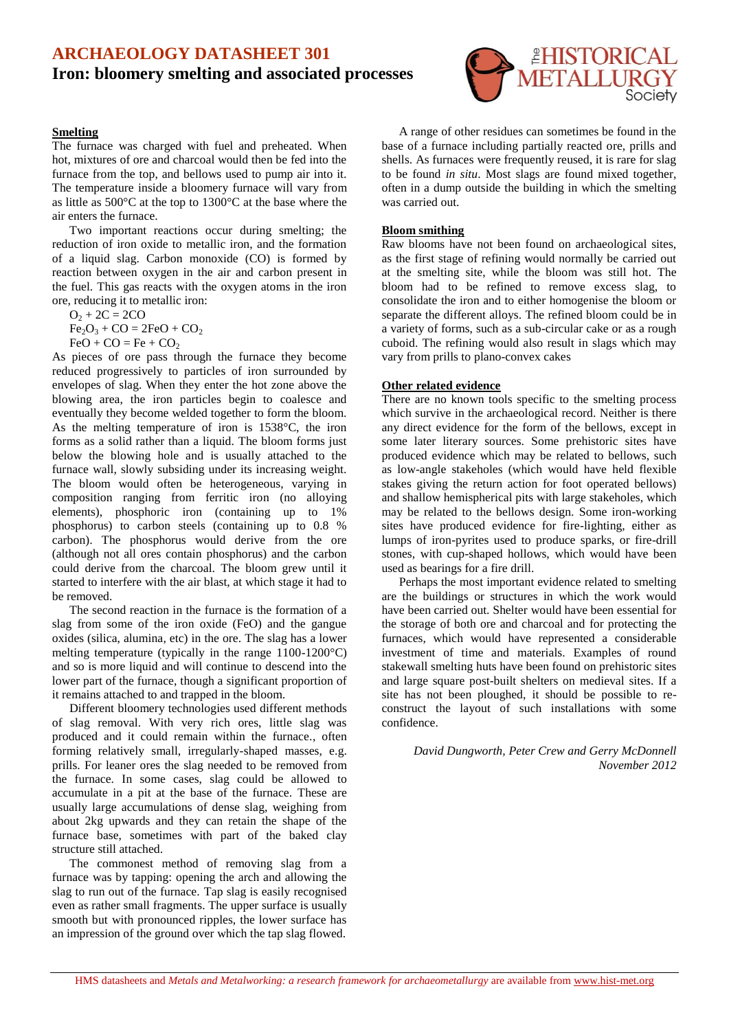# ARCHAEOLOGY DATASHEET 301

## Iron: bloomery smelting and associated processes

### Smelting

The furnace was charged with fuel and preheated. When hot, mixtures of ore and charcoal would then be fed into the furnace from the top, and bellows used to pump air into it. The temperature inside a bloomery furnace will vary from as little as 500°C at the top to 1300°C at the base where the air enters the furnace.

Two important reactions occur during smelting; the reduction of iron oxide to metallic iron, and the formation of a liquid slag. Carbon monoxide (CO) is formed by reaction between oxygen in the air and carbon present in the fuel. This gas reacts with the oxygen atoms in the iron ore, reducing it to metallic iron:

$O_2 + 2C = 2CO$

$Fe_2O_3 + CO = 2FeO + CO_2$

$FeO + CO = Fe + CO_2$

As pieces of ore pass through the furnace they become reduced progressively to particles of iron surrounded by envelopes of slag. When they enter the hot zone above the blowing area, the iron particles begin to coalesce and eventually they become welded together to form the bloom. As the melting temperature of iron is 1538°C, the iron forms as a solid rather than a liquid. The bloom forms just below the blowing hole and is usually attached to the furnace wall, slowly subsiding under its increasing weight. The bloom would often be heterogeneous, varying in composition ranging from ferritic iron (no alloying elements), phosphoric iron (containing up to 1% phosphorus) to carbon steels (containing up to 0.8 % carbon). The phosphorus would derive from the ore (although not all ores contain phosphorus) and the carbon could derive from the charcoal. The bloom grew until it started to interfere with the air blast, at which stage it had to be removed.

The second reaction in the furnace is the formation of a slag from some of the iron oxide (FeO) and the gangue oxides (silica, alumina, etc) in the ore. The slag has a lower melting temperature (typically in the range 1100-1200°C) and so is more liquid and will continue to descend into the lower part of the furnace, though a significant proportion of it remains attached to and trapped in the bloom.

Different bloomery technologies used different methods of slag removal. With very rich ores, little slag was produced and it could remain within the furnace., often forming relatively small, irregularly-shaped masses, e.g. prills. For leaner ores the slag needed to be removed from the furnace. In some cases, slag could be allowed to accumulate in a pit at the base of the furnace. These are usually large accumulations of dense slag, weighing from about 2kg upwards and they can retain the shape of the furnace base, sometimes with part of the baked clay structure still attached.

The commonest method of removing slag from a furnace was by tapping: opening the arch and allowing the slag to run out of the furnace. Tap slag is easily recognised even as rather small fragments. The upper surface is usually smooth but with pronounced ripples, the lower surface has an impression of the ground over which the tap slag flowed.

A range of other residues can sometimes be found in the base of a furnace including partially reacted ore, prills and shells. As furnaces were frequently reused, it is rare for slag to be found *in situ*. Most slags are found mixed together, often in a dump outside the building in which the smelting was carried out.

### Bloom smithing

Raw blooms have not been found on archaeological sites, as the first stage of refining would normally be carried out at the smelting site, while the bloom was still hot. The bloom had to be refined to remove excess slag, to consolidate the iron and to either homogenise the bloom or separate the different alloys. The refined bloom could be in a variety of forms, such as a sub-circular cake or as a rough cuboid. The refining would also result in slags which may vary from prills to plano-convex cakes

### Other related evidence

There are no known tools specific to the smelting process which survive in the archaeological record. Neither is there any direct evidence for the form of the bellows, except in some later literary sources. Some prehistoric sites have produced evidence which may be related to bellows, such as low-angle stakeholes (which would have held flexible stakes giving the return action for foot operated bellows) and shallow hemispherical pits with large stakeholes, which may be related to the bellows design. Some iron-working sites have produced evidence for fire-lighting, either as lumps of iron-pyrites used to produce sparks, or fire-drill stones, with cup-shaped hollows, which would have been used as bearings for a fire drill.

Perhaps the most important evidence related to smelting are the buildings or structures in which the work would have been carried out. Shelter would have been essential for the storage of both ore and charcoal and for protecting the furnaces, which would have represented a considerable investment of time and materials. Examples of round stakewall smelting huts have been found on prehistoric sites and large square post-built shelters on medieval sites. If a site has not been ploughed, it should be possible to re-construct the layout of such installations with some confidence.

*David Dungworth, Peter Crew and Gerry McDonnell*
*November 2012*

HMS datasheets and *Metals and Metalworking: a research framework for archaeometallurgy* are available from www.hist-met.org